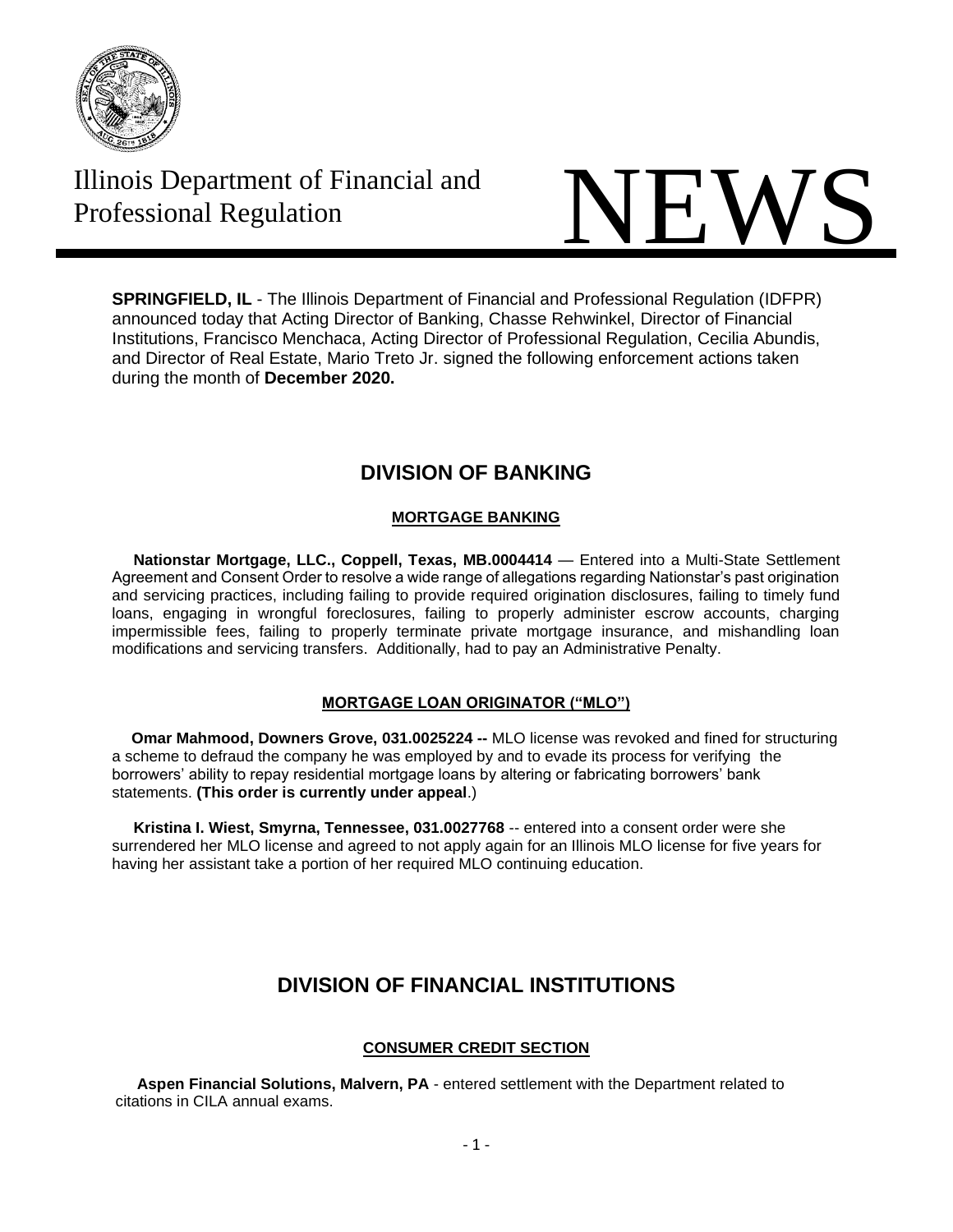# Illinois Department of Financial and Professional Regulation

# NEWS

**SPRINGFIELD, IL** - The Illinois Department of Financial and Professional Regulation (IDFPR) announced today that Acting Director of Banking, Chasse Rehwinkel, Director of Financial Institutions, Francisco Menchaca, Acting Director of Professional Regulation, Cecilia Abundis, and Director of Real Estate, Mario Treto Jr. signed the following enforcement actions taken during the month of **December 2020.**

## DIVISION OF BANKING

### MORTGAGE BANKING

**Nationstar Mortgage, LLC., Coppell, Texas, MB.0004414** — Entered into a Multi-State Settlement Agreement and Consent Order to resolve a wide range of allegations regarding Nationstar's past origination and servicing practices, including failing to provide required origination disclosures, failing to timely fund loans, engaging in wrongful foreclosures, failing to properly administer escrow accounts, charging impermissible fees, failing to properly terminate private mortgage insurance, and mishandling loan modifications and servicing transfers. Additionally, had to pay an Administrative Penalty.

### MORTGAGE LOAN ORIGINATOR ("MLO")

**Omar Mahmood, Downers Grove, 031.0025224 --** MLO license was revoked and fined for structuring a scheme to defraud the company he was employed by and to evade its process for verifying the borrowers' ability to repay residential mortgage loans by altering or fabricating borrowers' bank statements. **(This order is currently under appeal**.)

**Kristina I. Wiest, Smyrna, Tennessee, 031.0027768** -- entered into a consent order were she surrendered her MLO license and agreed to not apply again for an Illinois MLO license for five years for having her assistant take a portion of her required MLO continuing education.

## DIVISION OF FINANCIAL INSTITUTIONS

### CONSUMER CREDIT SECTION

**Aspen Financial Solutions, Malvern, PA** - entered settlement with the Department related to citations in CILA annual exams.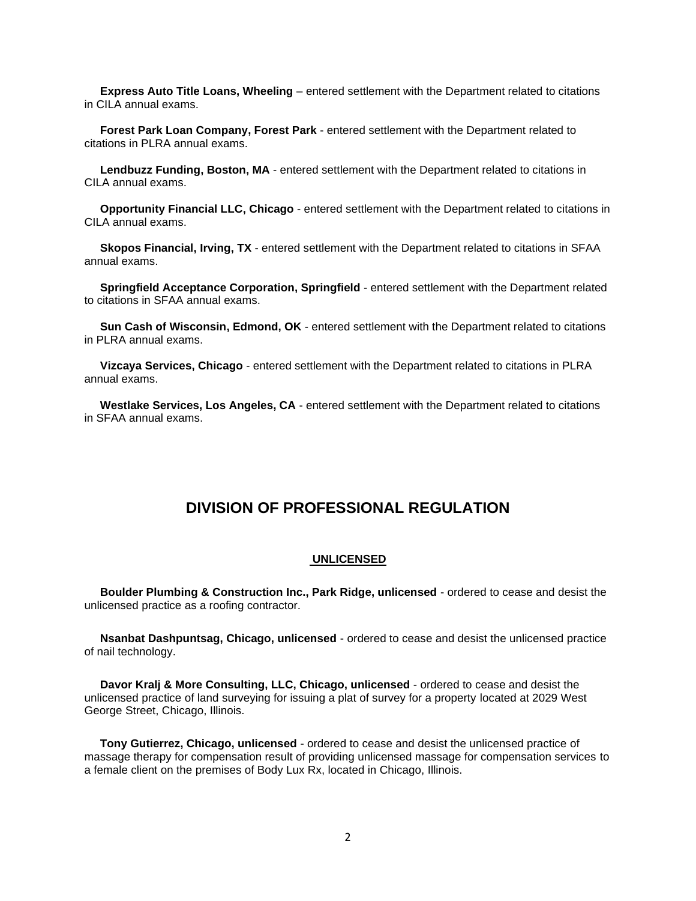**Express Auto Title Loans, Wheeling** – entered settlement with the Department related to citations in CILA annual exams.

**Forest Park Loan Company, Forest Park** - entered settlement with the Department related to citations in PLRA annual exams.

**Lendbuzz Funding, Boston, MA** - entered settlement with the Department related to citations in CILA annual exams.

**Opportunity Financial LLC, Chicago** - entered settlement with the Department related to citations in CILA annual exams.

**Skopos Financial, Irving, TX** - entered settlement with the Department related to citations in SFAA annual exams.

**Springfield Acceptance Corporation, Springfield** - entered settlement with the Department related to citations in SFAA annual exams.

**Sun Cash of Wisconsin, Edmond, OK** - entered settlement with the Department related to citations in PLRA annual exams.

**Vizcaya Services, Chicago** - entered settlement with the Department related to citations in PLRA annual exams.

**Westlake Services, Los Angeles, CA** - entered settlement with the Department related to citations in SFAA annual exams.

## DIVISION OF PROFESSIONAL REGULATION

### UNLICENSED

**Boulder Plumbing & Construction Inc., Park Ridge, unlicensed** - ordered to cease and desist the unlicensed practice as a roofing contractor.

**Nsanbat Dashpuntsag, Chicago, unlicensed** - ordered to cease and desist the unlicensed practice of nail technology.

**Davor Kralj & More Consulting, LLC, Chicago, unlicensed** - ordered to cease and desist the unlicensed practice of land surveying for issuing a plat of survey for a property located at 2029 West George Street, Chicago, Illinois.

**Tony Gutierrez, Chicago, unlicensed** - ordered to cease and desist the unlicensed practice of massage therapy for compensation result of providing unlicensed massage for compensation services to a female client on the premises of Body Lux Rx, located in Chicago, Illinois.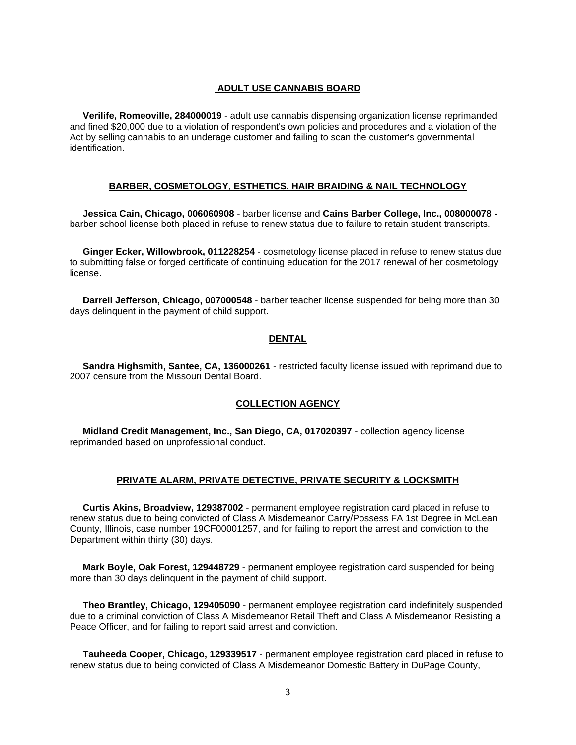## ADULT USE CANNABIS BOARD

**Verilife, Romeoville, 284000019** - adult use cannabis dispensing organization license reprimanded and fined $20,000 due to a violation of respondent's own policies and procedures and a violation of the Act by selling cannabis to an underage customer and failing to scan the customer's governmental identification.

## BARBER, COSMETOLOGY, ESTHETICS, HAIR BRAIDING & NAIL TECHNOLOGY

**Jessica Cain, Chicago, 006060908** - barber license and **Cains Barber College, Inc., 008000078 -** barber school license both placed in refuse to renew status due to failure to retain student transcripts.

**Ginger Ecker, Willowbrook, 011228254** - cosmetology license placed in refuse to renew status due to submitting false or forged certificate of continuing education for the 2017 renewal of her cosmetology license.

**Darrell Jefferson, Chicago, 007000548** - barber teacher license suspended for being more than 30 days delinquent in the payment of child support.

## DENTAL

**Sandra Highsmith, Santee, CA, 136000261** - restricted faculty license issued with reprimand due to 2007 censure from the Missouri Dental Board.

## COLLECTION AGENCY

**Midland Credit Management, Inc., San Diego, CA, 017020397** - collection agency license reprimanded based on unprofessional conduct.

## PRIVATE ALARM, PRIVATE DETECTIVE, PRIVATE SECURITY & LOCKSMITH

**Curtis Akins, Broadview, 129387002** - permanent employee registration card placed in refuse to renew status due to being convicted of Class A Misdemeanor Carry/Possess FA 1st Degree in McLean County, Illinois, case number 19CF00001257, and for failing to report the arrest and conviction to the Department within thirty (30) days.

**Mark Boyle, Oak Forest, 129448729** - permanent employee registration card suspended for being more than 30 days delinquent in the payment of child support.

**Theo Brantley, Chicago, 129405090** - permanent employee registration card indefinitely suspended due to a criminal conviction of Class A Misdemeanor Retail Theft and Class A Misdemeanor Resisting a Peace Officer, and for failing to report said arrest and conviction.

**Tauheeda Cooper, Chicago, 129339517** - permanent employee registration card placed in refuse to renew status due to being convicted of Class A Misdemeanor Domestic Battery in DuPage County,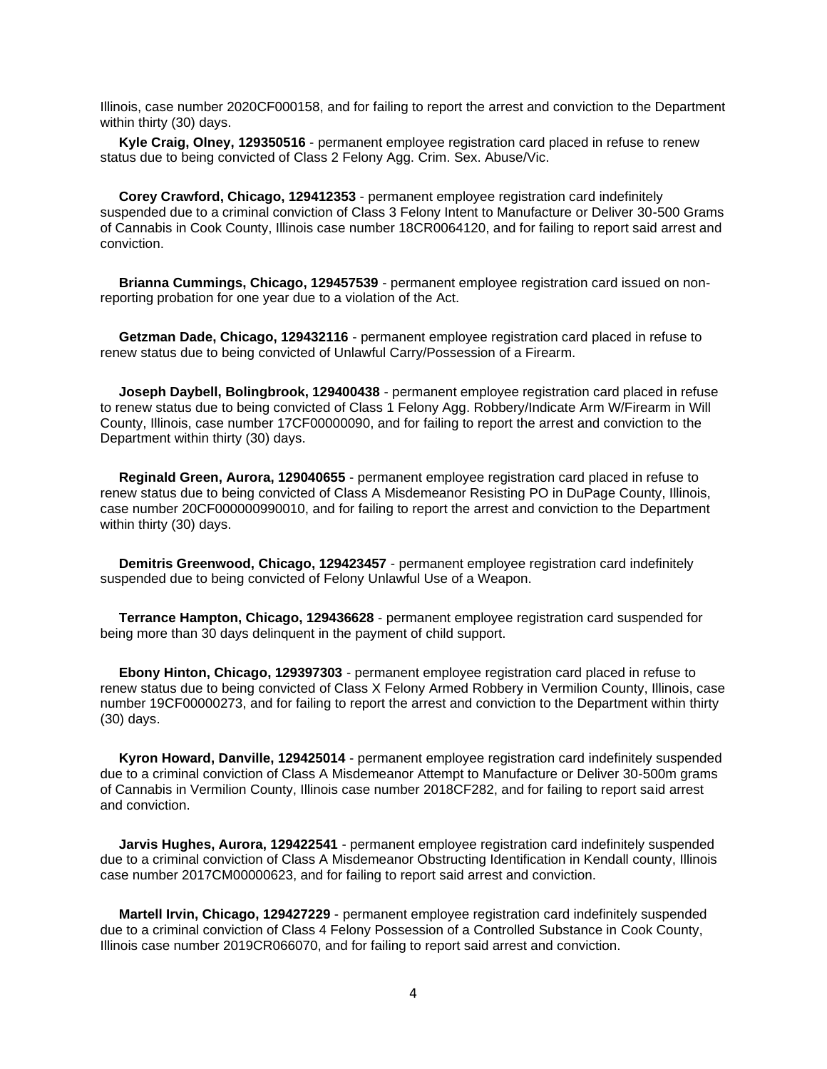Illinois, case number 2020CF000158, and for failing to report the arrest and conviction to the Department within thirty (30) days.

**Kyle Craig, Olney, 129350516** - permanent employee registration card placed in refuse to renew status due to being convicted of Class 2 Felony Agg. Crim. Sex. Abuse/Vic.

**Corey Crawford, Chicago, 129412353** - permanent employee registration card indefinitely suspended due to a criminal conviction of Class 3 Felony Intent to Manufacture or Deliver 30-500 Grams of Cannabis in Cook County, Illinois case number 18CR0064120, and for failing to report said arrest and conviction.

**Brianna Cummings, Chicago, 129457539** - permanent employee registration card issued on non-reporting probation for one year due to a violation of the Act.

**Getzman Dade, Chicago, 129432116** - permanent employee registration card placed in refuse to renew status due to being convicted of Unlawful Carry/Possession of a Firearm.

**Joseph Daybell, Bolingbrook, 129400438** - permanent employee registration card placed in refuse to renew status due to being convicted of Class 1 Felony Agg. Robbery/Indicate Arm W/Firearm in Will County, Illinois, case number 17CF00000090, and for failing to report the arrest and conviction to the Department within thirty (30) days.

**Reginald Green, Aurora, 129040655** - permanent employee registration card placed in refuse to renew status due to being convicted of Class A Misdemeanor Resisting PO in DuPage County, Illinois, case number 20CF000000990010, and for failing to report the arrest and conviction to the Department within thirty (30) days.

**Demitris Greenwood, Chicago, 129423457** - permanent employee registration card indefinitely suspended due to being convicted of Felony Unlawful Use of a Weapon.

**Terrance Hampton, Chicago, 129436628** - permanent employee registration card suspended for being more than 30 days delinquent in the payment of child support.

**Ebony Hinton, Chicago, 129397303** - permanent employee registration card placed in refuse to renew status due to being convicted of Class X Felony Armed Robbery in Vermilion County, Illinois, case number 19CF00000273, and for failing to report the arrest and conviction to the Department within thirty (30) days.

**Kyron Howard, Danville, 129425014** - permanent employee registration card indefinitely suspended due to a criminal conviction of Class A Misdemeanor Attempt to Manufacture or Deliver 30-500m grams of Cannabis in Vermilion County, Illinois case number 2018CF282, and for failing to report said arrest and conviction.

**Jarvis Hughes, Aurora, 129422541** - permanent employee registration card indefinitely suspended due to a criminal conviction of Class A Misdemeanor Obstructing Identification in Kendall county, Illinois case number 2017CM00000623, and for failing to report said arrest and conviction.

**Martell Irvin, Chicago, 129427229** - permanent employee registration card indefinitely suspended due to a criminal conviction of Class 4 Felony Possession of a Controlled Substance in Cook County, Illinois case number 2019CR066070, and for failing to report said arrest and conviction.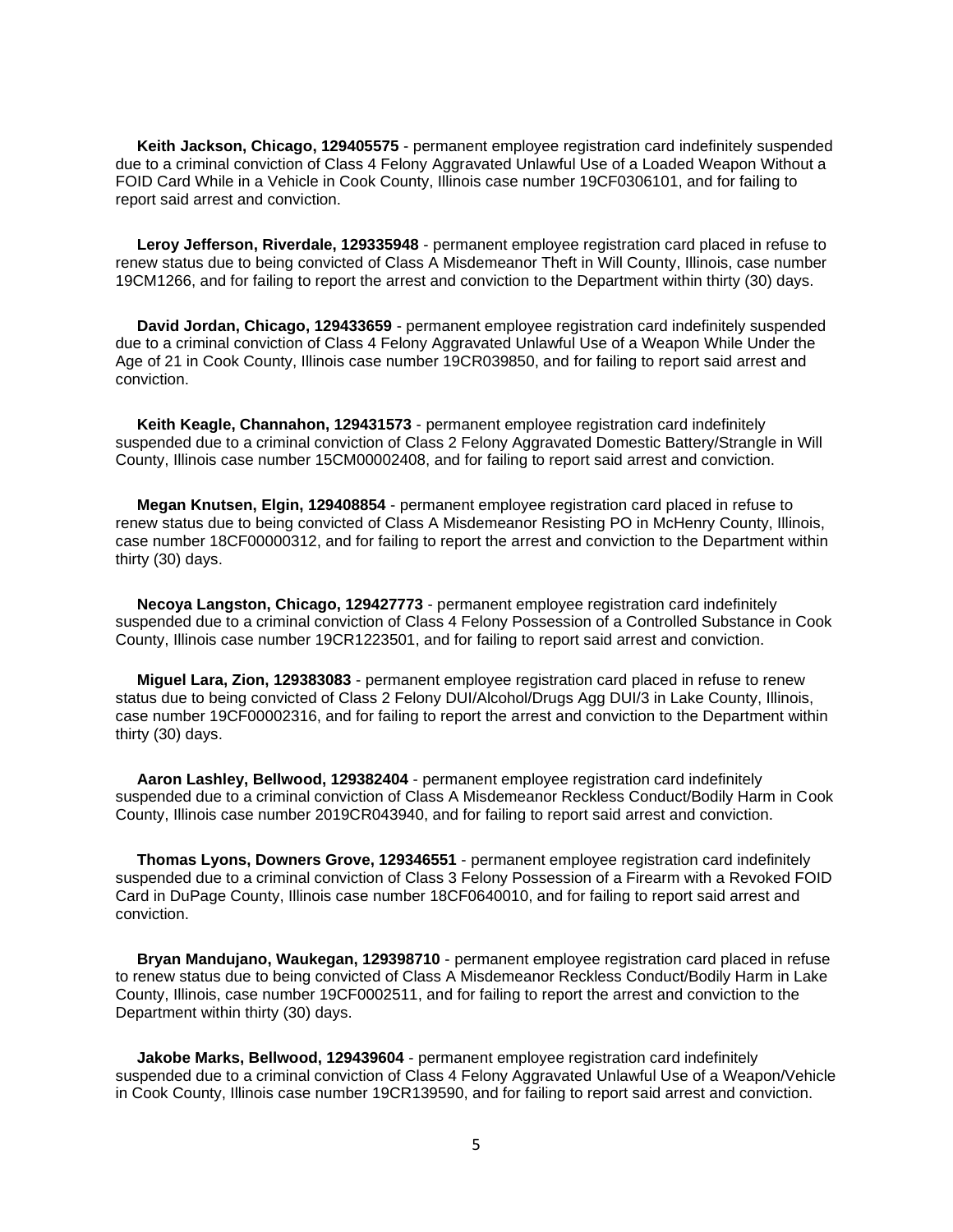**Keith Jackson, Chicago, 129405575** - permanent employee registration card indefinitely suspended due to a criminal conviction of Class 4 Felony Aggravated Unlawful Use of a Loaded Weapon Without a FOID Card While in a Vehicle in Cook County, Illinois case number 19CF0306101, and for failing to report said arrest and conviction.

**Leroy Jefferson, Riverdale, 129335948** - permanent employee registration card placed in refuse to renew status due to being convicted of Class A Misdemeanor Theft in Will County, Illinois, case number 19CM1266, and for failing to report the arrest and conviction to the Department within thirty (30) days.

**David Jordan, Chicago, 129433659** - permanent employee registration card indefinitely suspended due to a criminal conviction of Class 4 Felony Aggravated Unlawful Use of a Weapon While Under the Age of 21 in Cook County, Illinois case number 19CR039850, and for failing to report said arrest and conviction.

**Keith Keagle, Channahon, 129431573** - permanent employee registration card indefinitely suspended due to a criminal conviction of Class 2 Felony Aggravated Domestic Battery/Strangle in Will County, Illinois case number 15CM00002408, and for failing to report said arrest and conviction.

**Megan Knutsen, Elgin, 129408854** - permanent employee registration card placed in refuse to renew status due to being convicted of Class A Misdemeanor Resisting PO in McHenry County, Illinois, case number 18CF00000312, and for failing to report the arrest and conviction to the Department within thirty (30) days.

**Necoya Langston, Chicago, 129427773** - permanent employee registration card indefinitely suspended due to a criminal conviction of Class 4 Felony Possession of a Controlled Substance in Cook County, Illinois case number 19CR1223501, and for failing to report said arrest and conviction.

**Miguel Lara, Zion, 129383083** - permanent employee registration card placed in refuse to renew status due to being convicted of Class 2 Felony DUI/Alcohol/Drugs Agg DUI/3 in Lake County, Illinois, case number 19CF00002316, and for failing to report the arrest and conviction to the Department within thirty (30) days.

**Aaron Lashley, Bellwood, 129382404** - permanent employee registration card indefinitely suspended due to a criminal conviction of Class A Misdemeanor Reckless Conduct/Bodily Harm in Cook County, Illinois case number 2019CR043940, and for failing to report said arrest and conviction.

**Thomas Lyons, Downers Grove, 129346551** - permanent employee registration card indefinitely suspended due to a criminal conviction of Class 3 Felony Possession of a Firearm with a Revoked FOID Card in DuPage County, Illinois case number 18CF0640010, and for failing to report said arrest and conviction.

**Bryan Mandujano, Waukegan, 129398710** - permanent employee registration card placed in refuse to renew status due to being convicted of Class A Misdemeanor Reckless Conduct/Bodily Harm in Lake County, Illinois, case number 19CF0002511, and for failing to report the arrest and conviction to the Department within thirty (30) days.

**Jakobe Marks, Bellwood, 129439604** - permanent employee registration card indefinitely suspended due to a criminal conviction of Class 4 Felony Aggravated Unlawful Use of a Weapon/Vehicle in Cook County, Illinois case number 19CR139590, and for failing to report said arrest and conviction.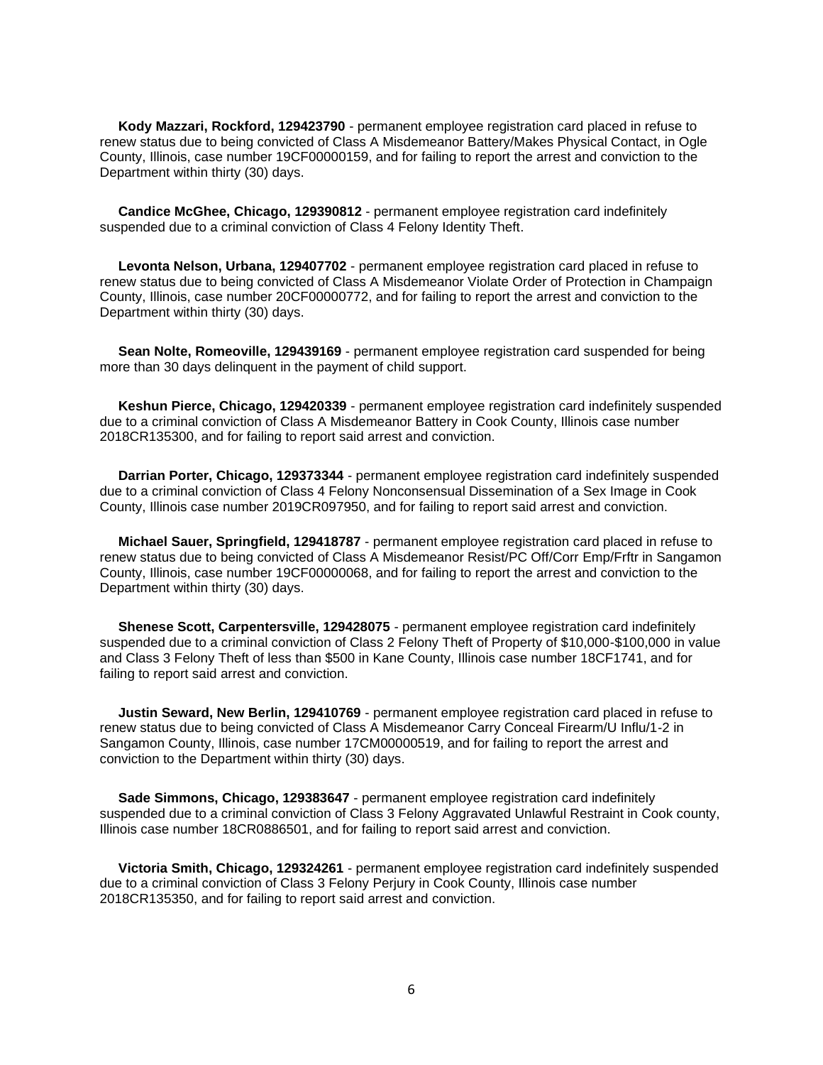**Kody Mazzari, Rockford, 129423790** - permanent employee registration card placed in refuse to renew status due to being convicted of Class A Misdemeanor Battery/Makes Physical Contact, in Ogle County, Illinois, case number 19CF00000159, and for failing to report the arrest and conviction to the Department within thirty (30) days.

**Candice McGhee, Chicago, 129390812** - permanent employee registration card indefinitely suspended due to a criminal conviction of Class 4 Felony Identity Theft.

**Levonta Nelson, Urbana, 129407702** - permanent employee registration card placed in refuse to renew status due to being convicted of Class A Misdemeanor Violate Order of Protection in Champaign County, Illinois, case number 20CF00000772, and for failing to report the arrest and conviction to the Department within thirty (30) days.

**Sean Nolte, Romeoville, 129439169** - permanent employee registration card suspended for being more than 30 days delinquent in the payment of child support.

**Keshun Pierce, Chicago, 129420339** - permanent employee registration card indefinitely suspended due to a criminal conviction of Class A Misdemeanor Battery in Cook County, Illinois case number 2018CR135300, and for failing to report said arrest and conviction.

**Darrian Porter, Chicago, 129373344** - permanent employee registration card indefinitely suspended due to a criminal conviction of Class 4 Felony Nonconsensual Dissemination of a Sex Image in Cook County, Illinois case number 2019CR097950, and for failing to report said arrest and conviction.

**Michael Sauer, Springfield, 129418787** - permanent employee registration card placed in refuse to renew status due to being convicted of Class A Misdemeanor Resist/PC Off/Corr Emp/Frftr in Sangamon County, Illinois, case number 19CF00000068, and for failing to report the arrest and conviction to the Department within thirty (30) days.

**Shenese Scott, Carpentersville, 129428075** - permanent employee registration card indefinitely suspended due to a criminal conviction of Class 2 Felony Theft of Property of $10,000-$100,000 in value and Class 3 Felony Theft of less than $500 in Kane County, Illinois case number 18CF1741, and for failing to report said arrest and conviction.

**Justin Seward, New Berlin, 129410769** - permanent employee registration card placed in refuse to renew status due to being convicted of Class A Misdemeanor Carry Conceal Firearm/U Influ/1-2 in Sangamon County, Illinois, case number 17CM00000519, and for failing to report the arrest and conviction to the Department within thirty (30) days.

**Sade Simmons, Chicago, 129383647** - permanent employee registration card indefinitely suspended due to a criminal conviction of Class 3 Felony Aggravated Unlawful Restraint in Cook county, Illinois case number 18CR0886501, and for failing to report said arrest and conviction.

**Victoria Smith, Chicago, 129324261** - permanent employee registration card indefinitely suspended due to a criminal conviction of Class 3 Felony Perjury in Cook County, Illinois case number 2018CR135350, and for failing to report said arrest and conviction.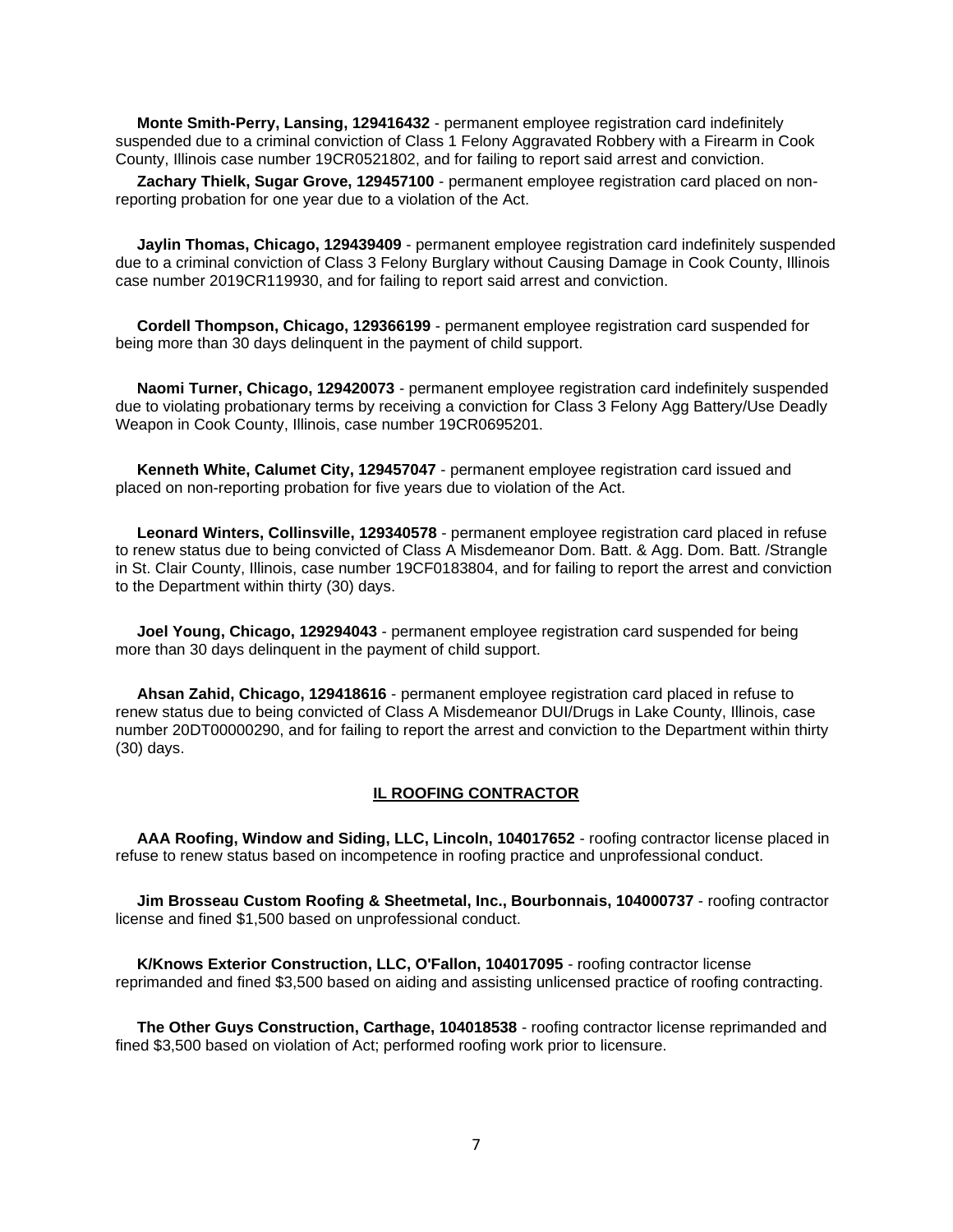**Monte Smith-Perry, Lansing, 129416432** - permanent employee registration card indefinitely suspended due to a criminal conviction of Class 1 Felony Aggravated Robbery with a Firearm in Cook County, Illinois case number 19CR0521802, and for failing to report said arrest and conviction.

**Zachary Thielk, Sugar Grove, 129457100** - permanent employee registration card placed on non-reporting probation for one year due to a violation of the Act.

**Jaylin Thomas, Chicago, 129439409** - permanent employee registration card indefinitely suspended due to a criminal conviction of Class 3 Felony Burglary without Causing Damage in Cook County, Illinois case number 2019CR119930, and for failing to report said arrest and conviction.

**Cordell Thompson, Chicago, 129366199** - permanent employee registration card suspended for being more than 30 days delinquent in the payment of child support.

**Naomi Turner, Chicago, 129420073** - permanent employee registration card indefinitely suspended due to violating probationary terms by receiving a conviction for Class 3 Felony Agg Battery/Use Deadly Weapon in Cook County, Illinois, case number 19CR0695201.

**Kenneth White, Calumet City, 129457047** - permanent employee registration card issued and placed on non-reporting probation for five years due to violation of the Act.

**Leonard Winters, Collinsville, 129340578** - permanent employee registration card placed in refuse to renew status due to being convicted of Class A Misdemeanor Dom. Batt. & Agg. Dom. Batt. /Strangle in St. Clair County, Illinois, case number 19CF0183804, and for failing to report the arrest and conviction to the Department within thirty (30) days.

**Joel Young, Chicago, 129294043** - permanent employee registration card suspended for being more than 30 days delinquent in the payment of child support.

**Ahsan Zahid, Chicago, 129418616** - permanent employee registration card placed in refuse to renew status due to being convicted of Class A Misdemeanor DUI/Drugs in Lake County, Illinois, case number 20DT00000290, and for failing to report the arrest and conviction to the Department within thirty (30) days.

## IL ROOFING CONTRACTOR

**AAA Roofing, Window and Siding, LLC, Lincoln, 104017652** - roofing contractor license placed in refuse to renew status based on incompetence in roofing practice and unprofessional conduct.

**Jim Brosseau Custom Roofing & Sheetmetal, Inc., Bourbonnais, 104000737** - roofing contractor license and fined $1,500 based on unprofessional conduct.

**K/Knows Exterior Construction, LLC, O'Fallon, 104017095** - roofing contractor license reprimanded and fined $3,500 based on aiding and assisting unlicensed practice of roofing contracting.

**The Other Guys Construction, Carthage, 104018538** - roofing contractor license reprimanded and fined $3,500 based on violation of Act; performed roofing work prior to licensure.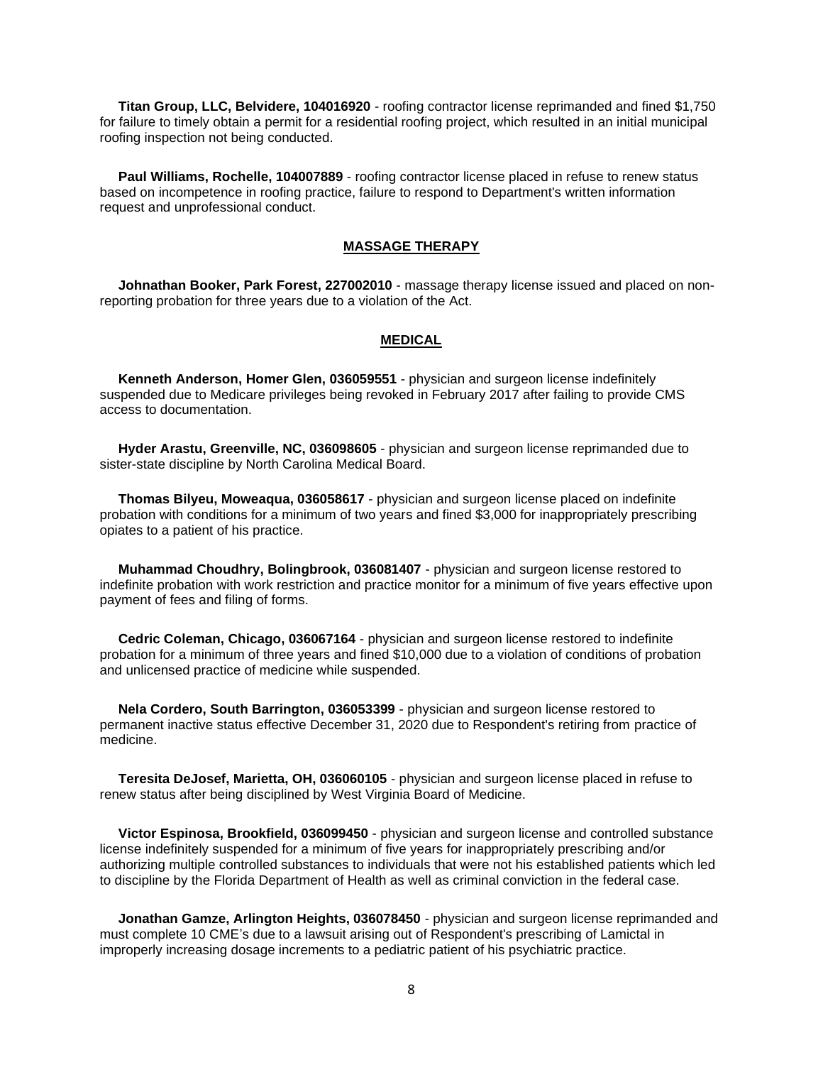**Titan Group, LLC, Belvidere, 104016920** - roofing contractor license reprimanded and fined $1,750 for failure to timely obtain a permit for a residential roofing project, which resulted in an initial municipal roofing inspection not being conducted.

**Paul Williams, Rochelle, 104007889** - roofing contractor license placed in refuse to renew status based on incompetence in roofing practice, failure to respond to Department's written information request and unprofessional conduct.

## MASSAGE THERAPY

**Johnathan Booker, Park Forest, 227002010** - massage therapy license issued and placed on non-reporting probation for three years due to a violation of the Act.

## MEDICAL

**Kenneth Anderson, Homer Glen, 036059551** - physician and surgeon license indefinitely suspended due to Medicare privileges being revoked in February 2017 after failing to provide CMS access to documentation.

**Hyder Arastu, Greenville, NC, 036098605** - physician and surgeon license reprimanded due to sister-state discipline by North Carolina Medical Board.

**Thomas Bilyeu, Moweaqua, 036058617** - physician and surgeon license placed on indefinite probation with conditions for a minimum of two years and fined $3,000 for inappropriately prescribing opiates to a patient of his practice.

**Muhammad Choudhry, Bolingbrook, 036081407** - physician and surgeon license restored to indefinite probation with work restriction and practice monitor for a minimum of five years effective upon payment of fees and filing of forms.

**Cedric Coleman, Chicago, 036067164** - physician and surgeon license restored to indefinite probation for a minimum of three years and fined $10,000 due to a violation of conditions of probation and unlicensed practice of medicine while suspended.

**Nela Cordero, South Barrington, 036053399** - physician and surgeon license restored to permanent inactive status effective December 31, 2020 due to Respondent's retiring from practice of medicine.

**Teresita DeJosef, Marietta, OH, 036060105** - physician and surgeon license placed in refuse to renew status after being disciplined by West Virginia Board of Medicine.

**Victor Espinosa, Brookfield, 036099450** - physician and surgeon license and controlled substance license indefinitely suspended for a minimum of five years for inappropriately prescribing and/or authorizing multiple controlled substances to individuals that were not his established patients which led to discipline by the Florida Department of Health as well as criminal conviction in the federal case.

**Jonathan Gamze, Arlington Heights, 036078450** - physician and surgeon license reprimanded and must complete 10 CME's due to a lawsuit arising out of Respondent's prescribing of Lamictal in improperly increasing dosage increments to a pediatric patient of his psychiatric practice.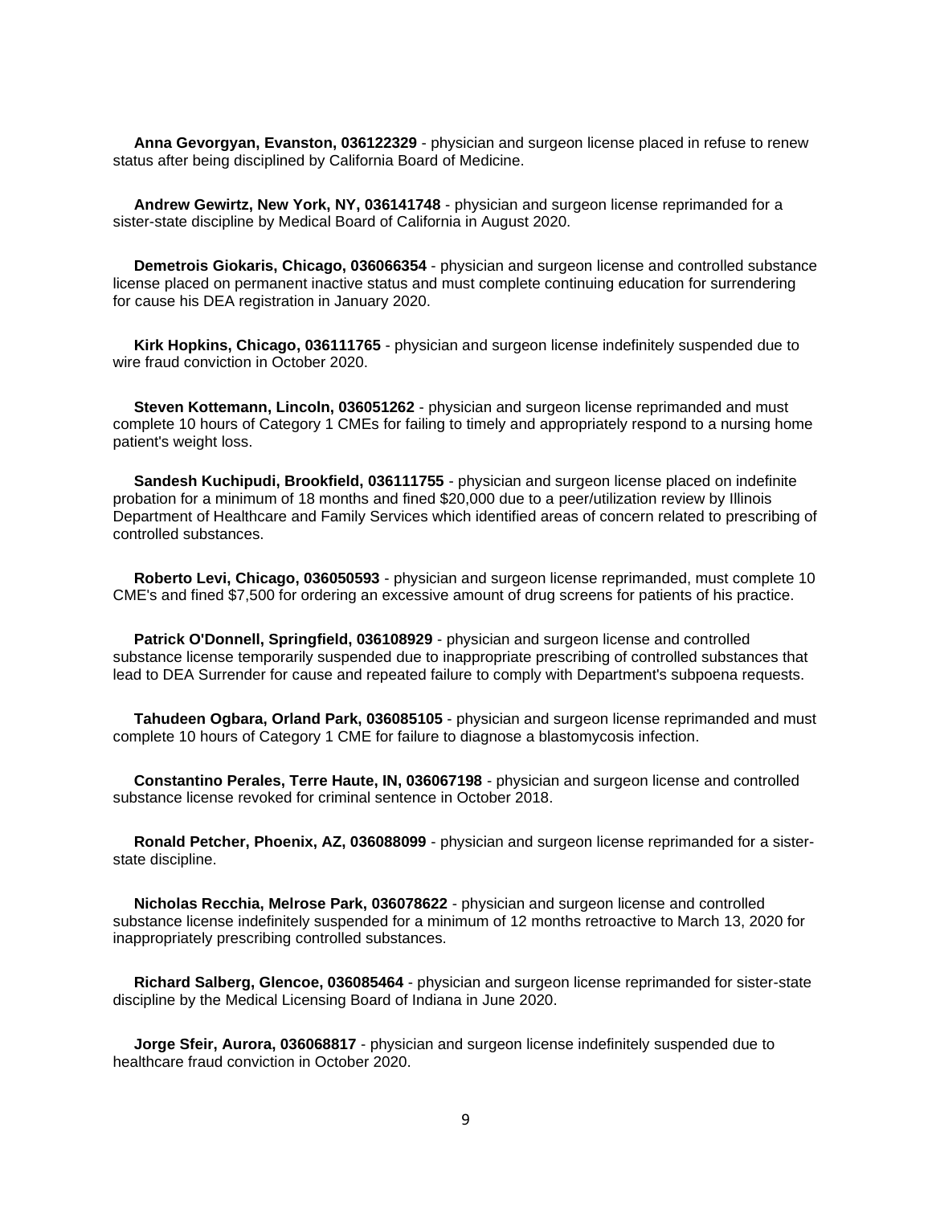**Anna Gevorgyan, Evanston, 036122329** - physician and surgeon license placed in refuse to renew status after being disciplined by California Board of Medicine.

**Andrew Gewirtz, New York, NY, 036141748** - physician and surgeon license reprimanded for a sister-state discipline by Medical Board of California in August 2020.

**Demetrois Giokaris, Chicago, 036066354** - physician and surgeon license and controlled substance license placed on permanent inactive status and must complete continuing education for surrendering for cause his DEA registration in January 2020.

**Kirk Hopkins, Chicago, 036111765** - physician and surgeon license indefinitely suspended due to wire fraud conviction in October 2020.

**Steven Kottemann, Lincoln, 036051262** - physician and surgeon license reprimanded and must complete 10 hours of Category 1 CMEs for failing to timely and appropriately respond to a nursing home patient's weight loss.

**Sandesh Kuchipudi, Brookfield, 036111755** - physician and surgeon license placed on indefinite probation for a minimum of 18 months and fined $20,000 due to a peer/utilization review by Illinois Department of Healthcare and Family Services which identified areas of concern related to prescribing of controlled substances.

**Roberto Levi, Chicago, 036050593** - physician and surgeon license reprimanded, must complete 10 CME's and fined $7,500 for ordering an excessive amount of drug screens for patients of his practice.

**Patrick O'Donnell, Springfield, 036108929** - physician and surgeon license and controlled substance license temporarily suspended due to inappropriate prescribing of controlled substances that lead to DEA Surrender for cause and repeated failure to comply with Department's subpoena requests.

**Tahudeen Ogbara, Orland Park, 036085105** - physician and surgeon license reprimanded and must complete 10 hours of Category 1 CME for failure to diagnose a blastomycosis infection.

**Constantino Perales, Terre Haute, IN, 036067198** - physician and surgeon license and controlled substance license revoked for criminal sentence in October 2018.

**Ronald Petcher, Phoenix, AZ, 036088099** - physician and surgeon license reprimanded for a sister-state discipline.

**Nicholas Recchia, Melrose Park, 036078622** - physician and surgeon license and controlled substance license indefinitely suspended for a minimum of 12 months retroactive to March 13, 2020 for inappropriately prescribing controlled substances.

**Richard Salberg, Glencoe, 036085464** - physician and surgeon license reprimanded for sister-state discipline by the Medical Licensing Board of Indiana in June 2020.

**Jorge Sfeir, Aurora, 036068817** - physician and surgeon license indefinitely suspended due to healthcare fraud conviction in October 2020.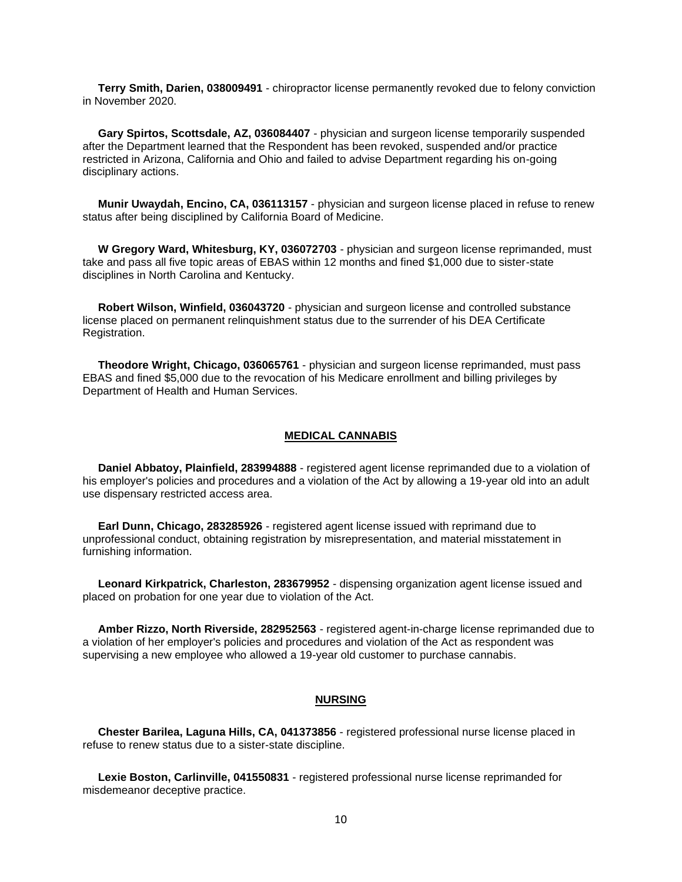**Terry Smith, Darien, 038009491** - chiropractor license permanently revoked due to felony conviction in November 2020.

**Gary Spirtos, Scottsdale, AZ, 036084407** - physician and surgeon license temporarily suspended after the Department learned that the Respondent has been revoked, suspended and/or practice restricted in Arizona, California and Ohio and failed to advise Department regarding his on-going disciplinary actions.

**Munir Uwaydah, Encino, CA, 036113157** - physician and surgeon license placed in refuse to renew status after being disciplined by California Board of Medicine.

**W Gregory Ward, Whitesburg, KY, 036072703** - physician and surgeon license reprimanded, must take and pass all five topic areas of EBAS within 12 months and fined $1,000 due to sister-state disciplines in North Carolina and Kentucky.

**Robert Wilson, Winfield, 036043720** - physician and surgeon license and controlled substance license placed on permanent relinquishment status due to the surrender of his DEA Certificate Registration.

**Theodore Wright, Chicago, 036065761** - physician and surgeon license reprimanded, must pass EBAS and fined $5,000 due to the revocation of his Medicare enrollment and billing privileges by Department of Health and Human Services.

## MEDICAL CANNABIS

**Daniel Abbatoy, Plainfield, 283994888** - registered agent license reprimanded due to a violation of his employer's policies and procedures and a violation of the Act by allowing a 19-year old into an adult use dispensary restricted access area.

**Earl Dunn, Chicago, 283285926** - registered agent license issued with reprimand due to unprofessional conduct, obtaining registration by misrepresentation, and material misstatement in furnishing information.

**Leonard Kirkpatrick, Charleston, 283679952** - dispensing organization agent license issued and placed on probation for one year due to violation of the Act.

**Amber Rizzo, North Riverside, 282952563** - registered agent-in-charge license reprimanded due to a violation of her employer's policies and procedures and violation of the Act as respondent was supervising a new employee who allowed a 19-year old customer to purchase cannabis.

## NURSING

**Chester Barilea, Laguna Hills, CA, 041373856** - registered professional nurse license placed in refuse to renew status due to a sister-state discipline.

**Lexie Boston, Carlinville, 041550831** - registered professional nurse license reprimanded for misdemeanor deceptive practice.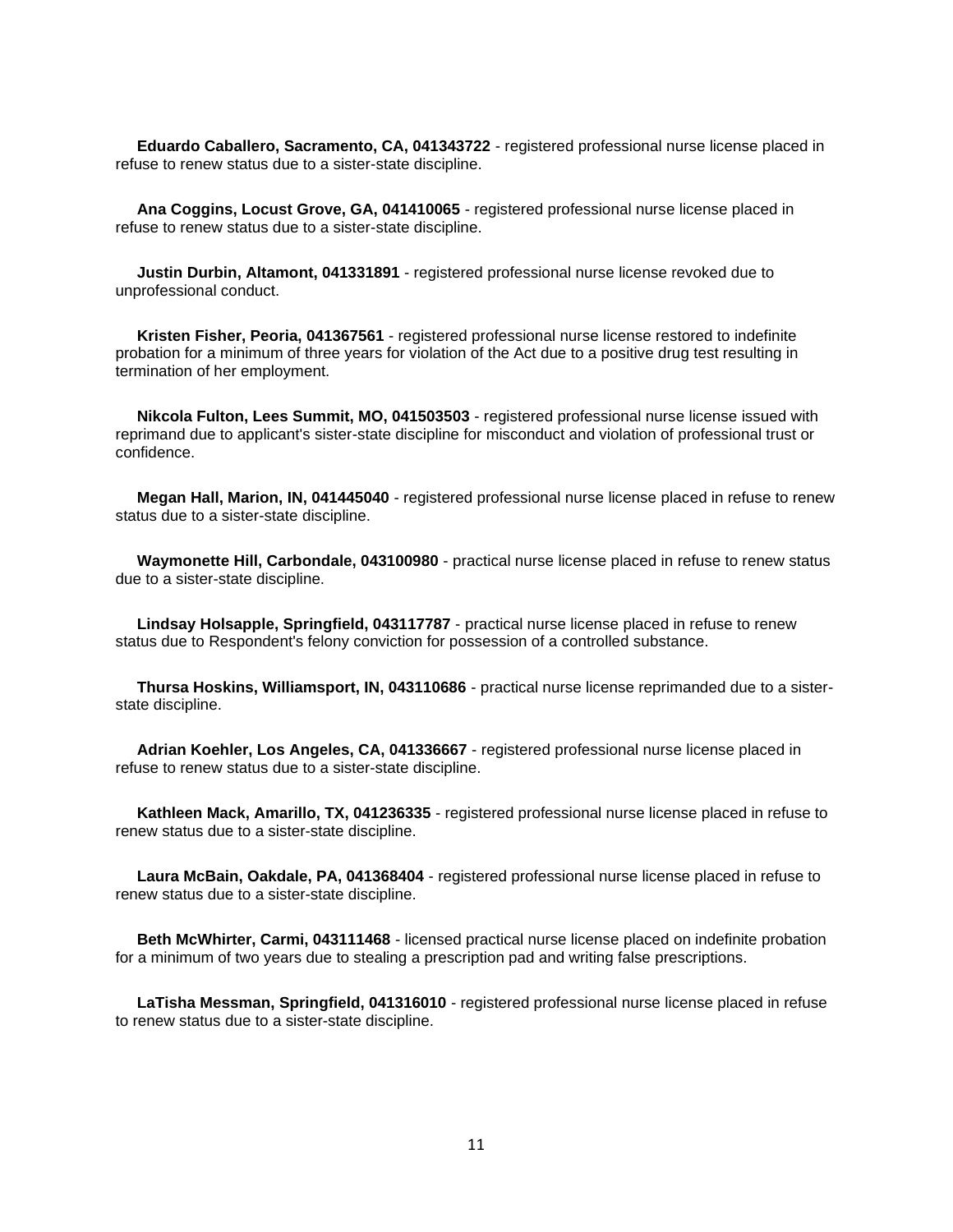**Eduardo Caballero, Sacramento, CA, 041343722** - registered professional nurse license placed in refuse to renew status due to a sister-state discipline.

**Ana Coggins, Locust Grove, GA, 041410065** - registered professional nurse license placed in refuse to renew status due to a sister-state discipline.

**Justin Durbin, Altamont, 041331891** - registered professional nurse license revoked due to unprofessional conduct.

**Kristen Fisher, Peoria, 041367561** - registered professional nurse license restored to indefinite probation for a minimum of three years for violation of the Act due to a positive drug test resulting in termination of her employment.

**Nikcola Fulton, Lees Summit, MO, 041503503** - registered professional nurse license issued with reprimand due to applicant's sister-state discipline for misconduct and violation of professional trust or confidence.

**Megan Hall, Marion, IN, 041445040** - registered professional nurse license placed in refuse to renew status due to a sister-state discipline.

**Waymonette Hill, Carbondale, 043100980** - practical nurse license placed in refuse to renew status due to a sister-state discipline.

**Lindsay Holsapple, Springfield, 043117787** - practical nurse license placed in refuse to renew status due to Respondent's felony conviction for possession of a controlled substance.

**Thursa Hoskins, Williamsport, IN, 043110686** - practical nurse license reprimanded due to a sister-state discipline.

**Adrian Koehler, Los Angeles, CA, 041336667** - registered professional nurse license placed in refuse to renew status due to a sister-state discipline.

**Kathleen Mack, Amarillo, TX, 041236335** - registered professional nurse license placed in refuse to renew status due to a sister-state discipline.

**Laura McBain, Oakdale, PA, 041368404** - registered professional nurse license placed in refuse to renew status due to a sister-state discipline.

**Beth McWhirter, Carmi, 043111468** - licensed practical nurse license placed on indefinite probation for a minimum of two years due to stealing a prescription pad and writing false prescriptions.

**LaTisha Messman, Springfield, 041316010** - registered professional nurse license placed in refuse to renew status due to a sister-state discipline.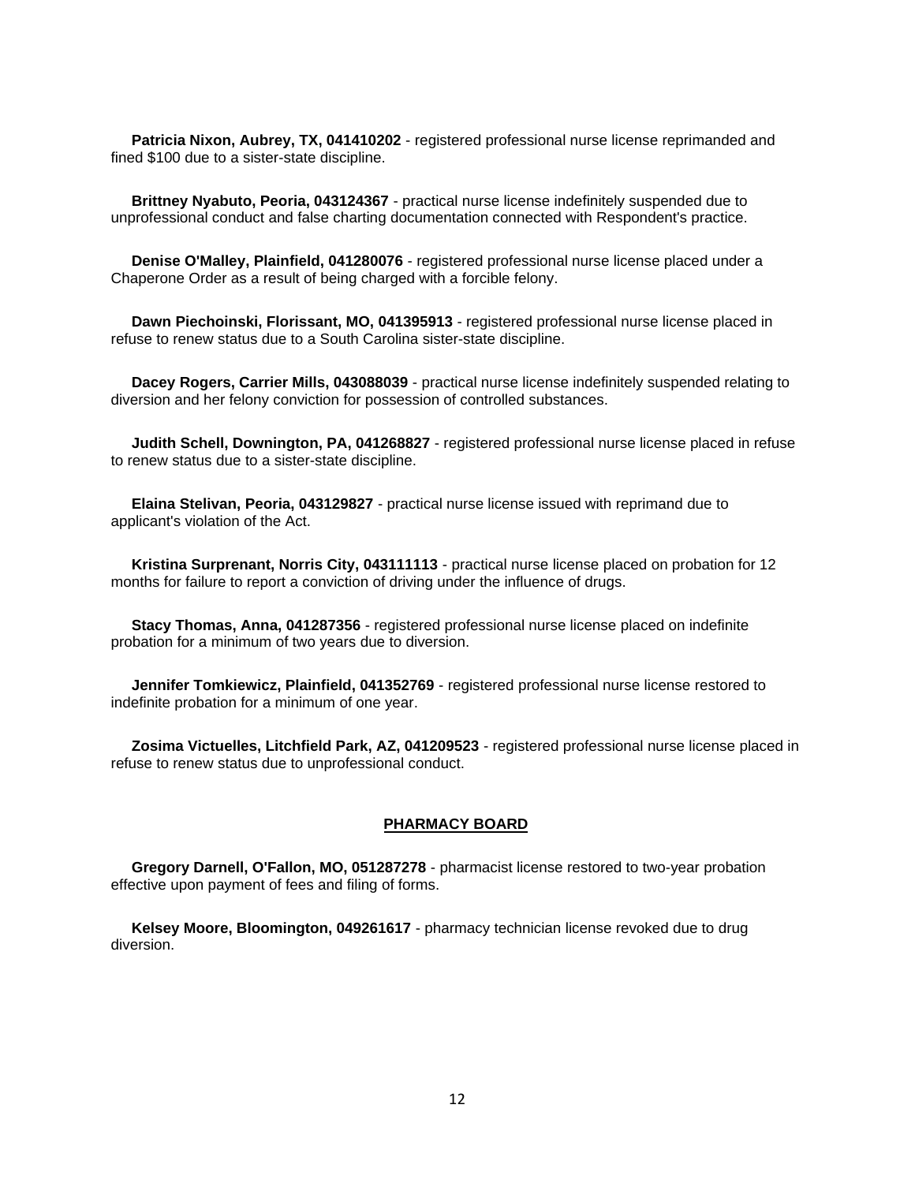**Patricia Nixon, Aubrey, TX, 041410202** - registered professional nurse license reprimanded and fined $100 due to a sister-state discipline.

**Brittney Nyabuto, Peoria, 043124367** - practical nurse license indefinitely suspended due to unprofessional conduct and false charting documentation connected with Respondent's practice.

**Denise O'Malley, Plainfield, 041280076** - registered professional nurse license placed under a Chaperone Order as a result of being charged with a forcible felony.

**Dawn Piechoinski, Florissant, MO, 041395913** - registered professional nurse license placed in refuse to renew status due to a South Carolina sister-state discipline.

**Dacey Rogers, Carrier Mills, 043088039** - practical nurse license indefinitely suspended relating to diversion and her felony conviction for possession of controlled substances.

**Judith Schell, Downington, PA, 041268827** - registered professional nurse license placed in refuse to renew status due to a sister-state discipline.

**Elaina Stelivan, Peoria, 043129827** - practical nurse license issued with reprimand due to applicant's violation of the Act.

**Kristina Surprenant, Norris City, 043111113** - practical nurse license placed on probation for 12 months for failure to report a conviction of driving under the influence of drugs.

**Stacy Thomas, Anna, 041287356** - registered professional nurse license placed on indefinite probation for a minimum of two years due to diversion.

**Jennifer Tomkiewicz, Plainfield, 041352769** - registered professional nurse license restored to indefinite probation for a minimum of one year.

**Zosima Victuelles, Litchfield Park, AZ, 041209523** - registered professional nurse license placed in refuse to renew status due to unprofessional conduct.

## PHARMACY BOARD

**Gregory Darnell, O'Fallon, MO, 051287278** - pharmacist license restored to two-year probation effective upon payment of fees and filing of forms.

**Kelsey Moore, Bloomington, 049261617** - pharmacy technician license revoked due to drug diversion.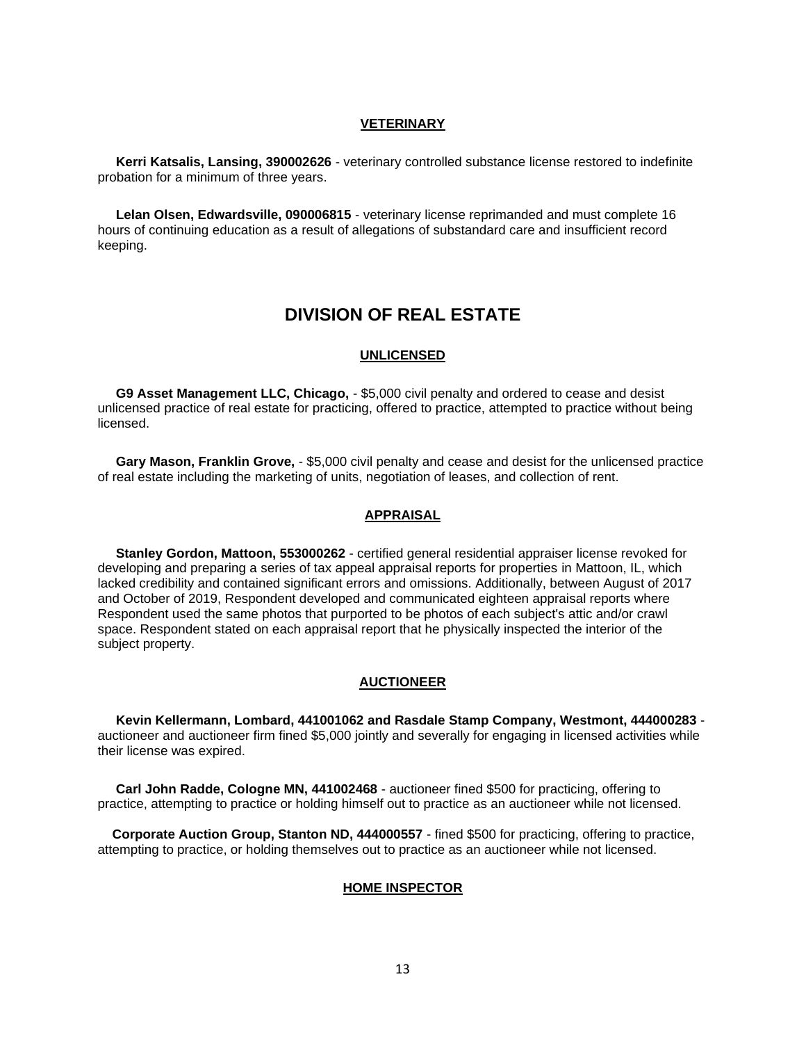### VETERINARY

**Kerri Katsalis, Lansing, 390002626** - veterinary controlled substance license restored to indefinite probation for a minimum of three years.

**Lelan Olsen, Edwardsville, 090006815** - veterinary license reprimanded and must complete 16 hours of continuing education as a result of allegations of substandard care and insufficient record keeping.

## DIVISION OF REAL ESTATE

### UNLICENSED

**G9 Asset Management LLC, Chicago,** - $5,000 civil penalty and ordered to cease and desist unlicensed practice of real estate for practicing, offered to practice, attempted to practice without being licensed.

**Gary Mason, Franklin Grove,** - $5,000 civil penalty and cease and desist for the unlicensed practice of real estate including the marketing of units, negotiation of leases, and collection of rent.

### APPRAISAL

**Stanley Gordon, Mattoon, 553000262** - certified general residential appraiser license revoked for developing and preparing a series of tax appeal appraisal reports for properties in Mattoon, IL, which lacked credibility and contained significant errors and omissions. Additionally, between August of 2017 and October of 2019, Respondent developed and communicated eighteen appraisal reports where Respondent used the same photos that purported to be photos of each subject's attic and/or crawl space. Respondent stated on each appraisal report that he physically inspected the interior of the subject property.

### AUCTIONEER

**Kevin Kellermann, Lombard, 441001062 and Rasdale Stamp Company, Westmont, 444000283** - auctioneer and auctioneer firm fined $5,000 jointly and severally for engaging in licensed activities while their license was expired.

**Carl John Radde, Cologne MN, 441002468** - auctioneer fined $500 for practicing, offering to practice, attempting to practice or holding himself out to practice as an auctioneer while not licensed.

**Corporate Auction Group, Stanton ND, 444000557** - fined $500 for practicing, offering to practice, attempting to practice, or holding themselves out to practice as an auctioneer while not licensed.

### HOME INSPECTOR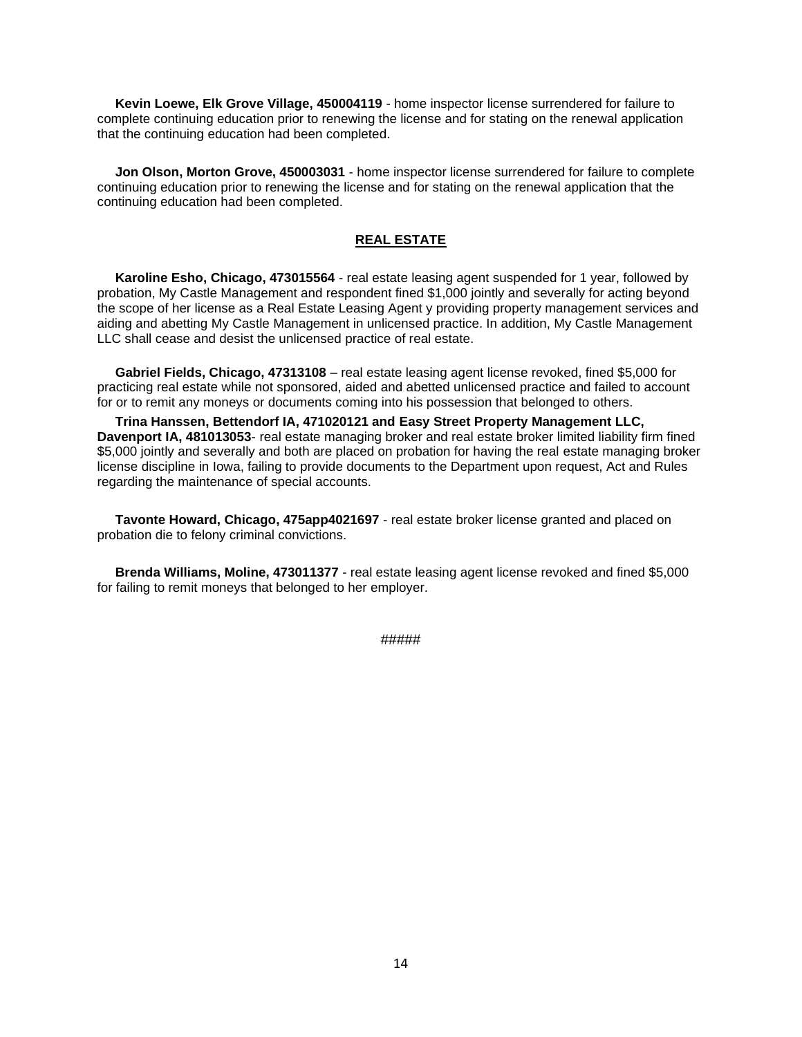**Kevin Loewe, Elk Grove Village, 450004119** - home inspector license surrendered for failure to complete continuing education prior to renewing the license and for stating on the renewal application that the continuing education had been completed.

**Jon Olson, Morton Grove, 450003031** - home inspector license surrendered for failure to complete continuing education prior to renewing the license and for stating on the renewal application that the continuing education had been completed.

## REAL ESTATE

**Karoline Esho, Chicago, 473015564** - real estate leasing agent suspended for 1 year, followed by probation, My Castle Management and respondent fined $1,000 jointly and severally for acting beyond the scope of her license as a Real Estate Leasing Agent y providing property management services and aiding and abetting My Castle Management in unlicensed practice. In addition, My Castle Management LLC shall cease and desist the unlicensed practice of real estate.

**Gabriel Fields, Chicago, 47313108** – real estate leasing agent license revoked, fined $5,000 for practicing real estate while not sponsored, aided and abetted unlicensed practice and failed to account for or to remit any moneys or documents coming into his possession that belonged to others.

**Trina Hanssen, Bettendorf IA, 471020121 and Easy Street Property Management LLC, Davenport IA, 481013053**- real estate managing broker and real estate broker limited liability firm fined $5,000 jointly and severally and both are placed on probation for having the real estate managing broker license discipline in Iowa, failing to provide documents to the Department upon request, Act and Rules regarding the maintenance of special accounts.

**Tavonte Howard, Chicago, 475app4021697** - real estate broker license granted and placed on probation die to felony criminal convictions.

**Brenda Williams, Moline, 473011377** - real estate leasing agent license revoked and fined $5,000 for failing to remit moneys that belonged to her employer.

#####